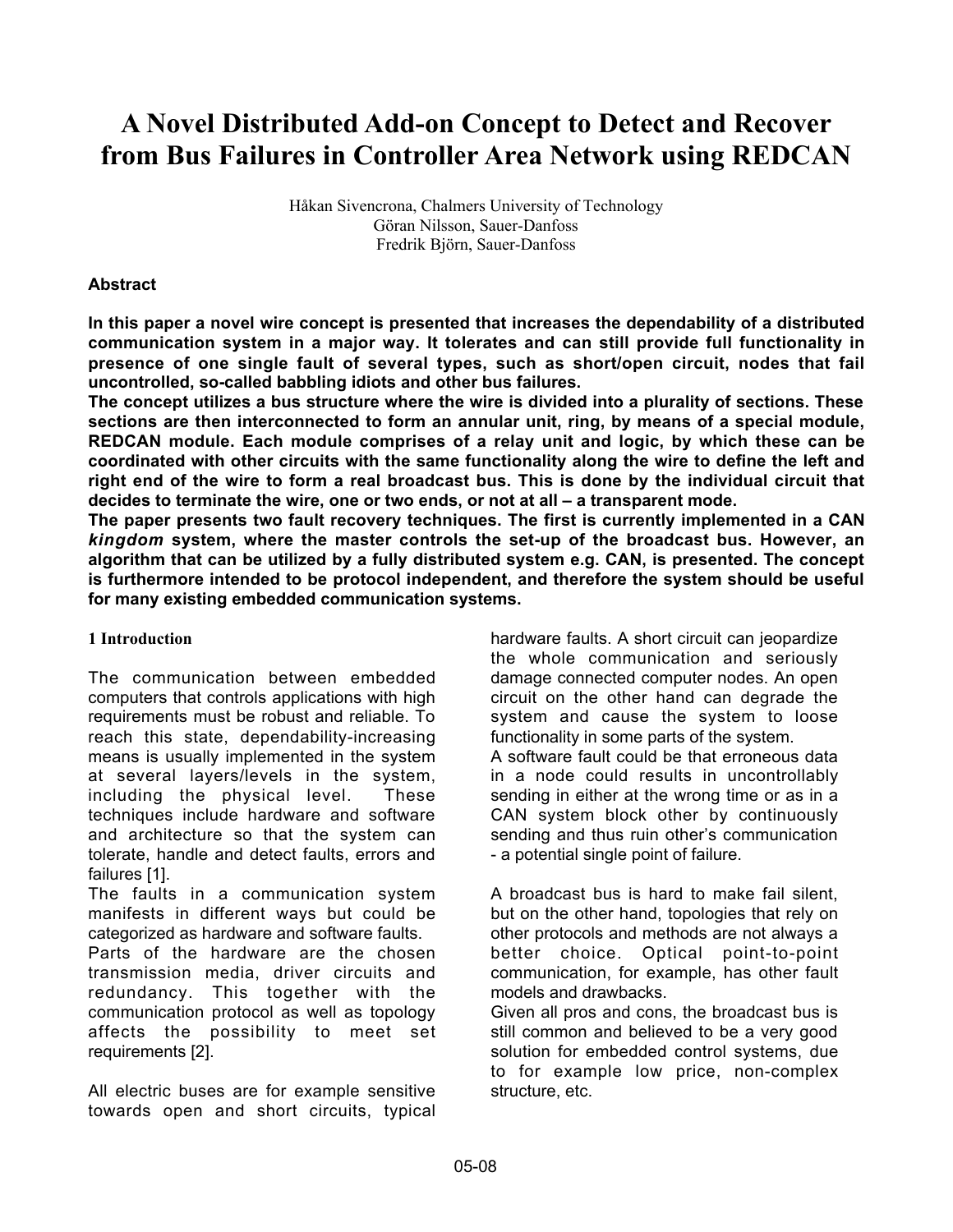# A Novel Distributed Add-on Concept to Detect and Recover from Bus Failures in Controller Area Network using REDCAN

Håkan Sivencrona, Chalmers University of Technology
Göran Nilsson, Sauer-Danfoss
Fredrik Björn, Sauer-Danfoss

### Abstract

**In this paper a novel wire concept is presented that increases the dependability of a distributed communication system in a major way. It tolerates and can still provide full functionality in presence of one single fault of several types, such as short/open circuit, nodes that fail uncontrolled, so-called babbling idiots and other bus failures.**
**The concept utilizes a bus structure where the wire is divided into a plurality of sections. These sections are then interconnected to form an annular unit, ring, by means of a special module, REDCAN module. Each module comprises of a relay unit and logic, by which these can be coordinated with other circuits with the same functionality along the wire to define the left and right end of the wire to form a real broadcast bus. This is done by the individual circuit that decides to terminate the wire, one or two ends, or not at all – a transparent mode.**
**The paper presents two fault recovery techniques. The first is currently implemented in a CAN *kingdom* system, where the master controls the set-up of the broadcast bus. However, an algorithm that can be utilized by a fully distributed system e.g. CAN, is presented. The concept is furthermore intended to be protocol independent, and therefore the system should be useful for many existing embedded communication systems.**

### 1 Introduction

The communication between embedded computers that controls applications with high requirements must be robust and reliable. To reach this state, dependability-increasing means is usually implemented in the system at several layers/levels in the system, including the physical level. These techniques include hardware and software and architecture so that the system can tolerate, handle and detect faults, errors and failures [1].
The faults in a communication system manifests in different ways but could be categorized as hardware and software faults.
Parts of the hardware are the chosen transmission media, driver circuits and redundancy. This together with the communication protocol as well as topology affects the possibility to meet set requirements [2].

All electric buses are for example sensitive towards open and short circuits, typical hardware faults. A short circuit can jeopardize the whole communication and seriously damage connected computer nodes. An open circuit on the other hand can degrade the system and cause the system to loose functionality in some parts of the system.
A software fault could be that erroneous data in a node could results in uncontrollably sending in either at the wrong time or as in a CAN system block other by continuously sending and thus ruin other's communication - a potential single point of failure.

A broadcast bus is hard to make fail silent, but on the other hand, topologies that rely on other protocols and methods are not always a better choice. Optical point-to-point communication, for example, has other fault models and drawbacks.
Given all pros and cons, the broadcast bus is still common and believed to be a very good solution for embedded control systems, due to for example low price, non-complex structure, etc.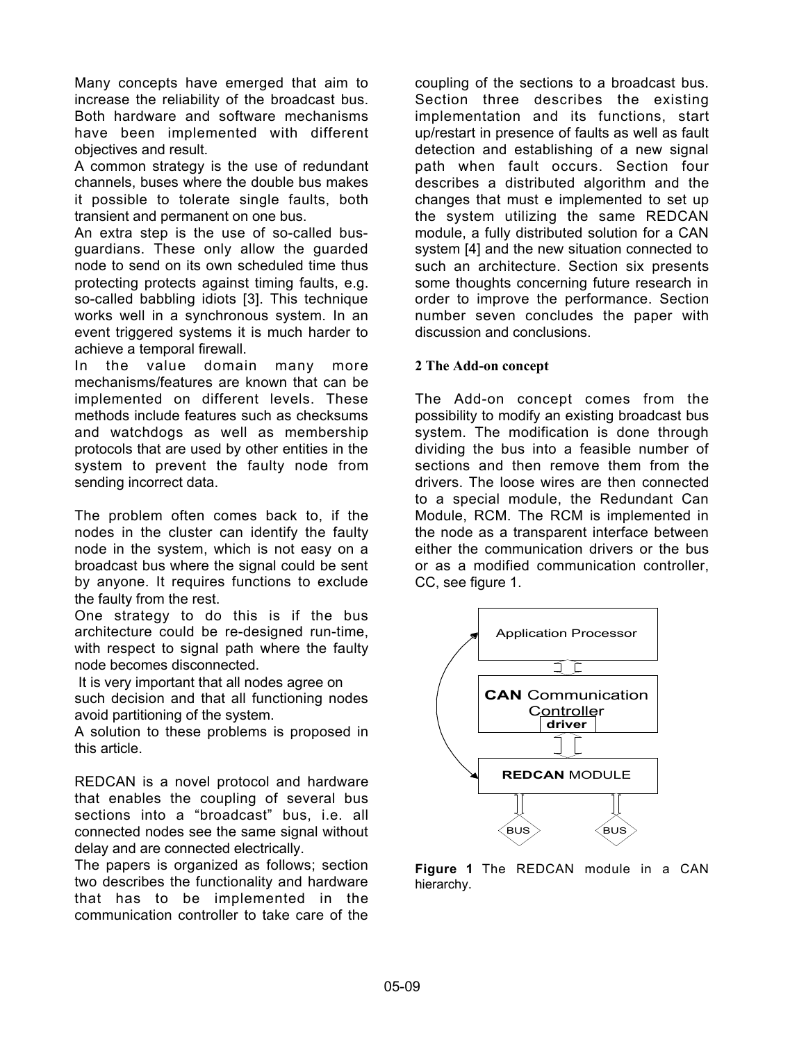Many concepts have emerged that aim to increase the reliability of the broadcast bus. Both hardware and software mechanisms have been implemented with different objectives and result.

A common strategy is the use of redundant channels, buses where the double bus makes it possible to tolerate single faults, both transient and permanent on one bus.

An extra step is the use of so-called bus-guardians. These only allow the guarded node to send on its own scheduled time thus protecting protects against timing faults, e.g. so-called babbling idiots [3]. This technique works well in a synchronous system. In an event triggered systems it is much harder to achieve a temporal firewall.

In the value domain many more mechanisms/features are known that can be implemented on different levels. These methods include features such as checksums and watchdogs as well as membership protocols that are used by other entities in the system to prevent the faulty node from sending incorrect data.

The problem often comes back to, if the nodes in the cluster can identify the faulty node in the system, which is not easy on a broadcast bus where the signal could be sent by anyone. It requires functions to exclude the faulty from the rest.

One strategy to do this is if the bus architecture could be re-designed run-time, with respect to signal path where the faulty node becomes disconnected.

It is very important that all nodes agree on such decision and that all functioning nodes avoid partitioning of the system.

A solution to these problems is proposed in this article.

REDCAN is a novel protocol and hardware that enables the coupling of several bus sections into a "broadcast" bus, i.e. all connected nodes see the same signal without delay and are connected electrically.

The papers is organized as follows; section two describes the functionality and hardware that has to be implemented in the communication controller to take care of the coupling of the sections to a broadcast bus. Section three describes the existing implementation and its functions, start up/restart in presence of faults as well as fault detection and establishing of a new signal path when fault occurs. Section four describes a distributed algorithm and the changes that must e implemented to set up the system utilizing the same REDCAN module, a fully distributed solution for a CAN system [4] and the new situation connected to such an architecture. Section six presents some thoughts concerning future research in order to improve the performance. Section number seven concludes the paper with discussion and conclusions.

## 2 The Add-on concept

The Add-on concept comes from the possibility to modify an existing broadcast bus system. The modification is done through dividing the bus into a feasible number of sections and then remove them from the drivers. The loose wires are then connected to a special module, the Redundant Can Module, RCM. The RCM is implemented in the node as a transparent interface between either the communication drivers or the bus or as a modified communication controller, CC, see figure 1.

Application Processor

**CAN** Communication Controller
**driver**

**REDCAN** MODULE

BUS BUS

**Figure 1** The REDCAN module in a CAN hierarchy.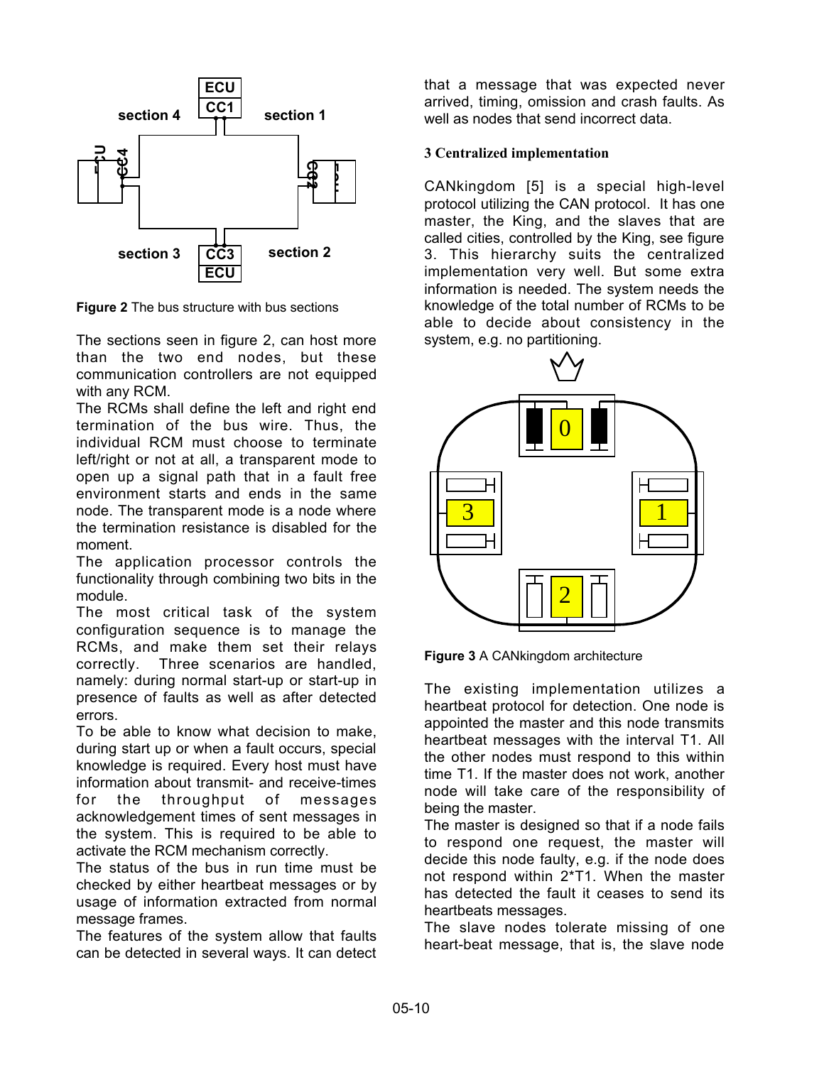Figure 2 The bus structure with bus sections

The sections seen in figure 2, can host more than the two end nodes, but these communication controllers are not equipped with any RCM.

The RCMs shall define the left and right end termination of the bus wire. Thus, the individual RCM must choose to terminate left/right or not at all, a transparent mode to open up a signal path that in a fault free environment starts and ends in the same node. The transparent mode is a node where the termination resistance is disabled for the moment.

The application processor controls the functionality through combining two bits in the module.

The most critical task of the system configuration sequence is to manage the RCMs, and make them set their relays correctly. Three scenarios are handled, namely: during normal start-up or start-up in presence of faults as well as after detected errors.

To be able to know what decision to make, during start up or when a fault occurs, special knowledge is required. Every host must have information about transmit- and receive-times for the throughput of messages acknowledgement times of sent messages in the system. This is required to be able to activate the RCM mechanism correctly.

The status of the bus in run time must be checked by either heartbeat messages or by usage of information extracted from normal message frames.

The features of the system allow that faults can be detected in several ways. It can detect that a message that was expected never arrived, timing, omission and crash faults. As well as nodes that send incorrect data.

### 3 Centralized implementation

CANkingdom [5] is a special high-level protocol utilizing the CAN protocol. It has one master, the King, and the slaves that are called cities, controlled by the King, see figure 3. This hierarchy suits the centralized implementation very well. But some extra information is needed. The system needs the knowledge of the total number of RCMs to be able to decide about consistency in the system, e.g. no partitioning.

Figure 3 A CANkingdom architecture

The existing implementation utilizes a heartbeat protocol for detection. One node is appointed the master and this node transmits heartbeat messages with the interval T1. All the other nodes must respond to this within time T1. If the master does not work, another node will take care of the responsibility of being the master.

The master is designed so that if a node fails to respond one request, the master will decide this node faulty, e.g. if the node does not respond within 2*T1. When the master has detected the fault it ceases to send its heartbeats messages.

The slave nodes tolerate missing of one heart-beat message, that is, the slave node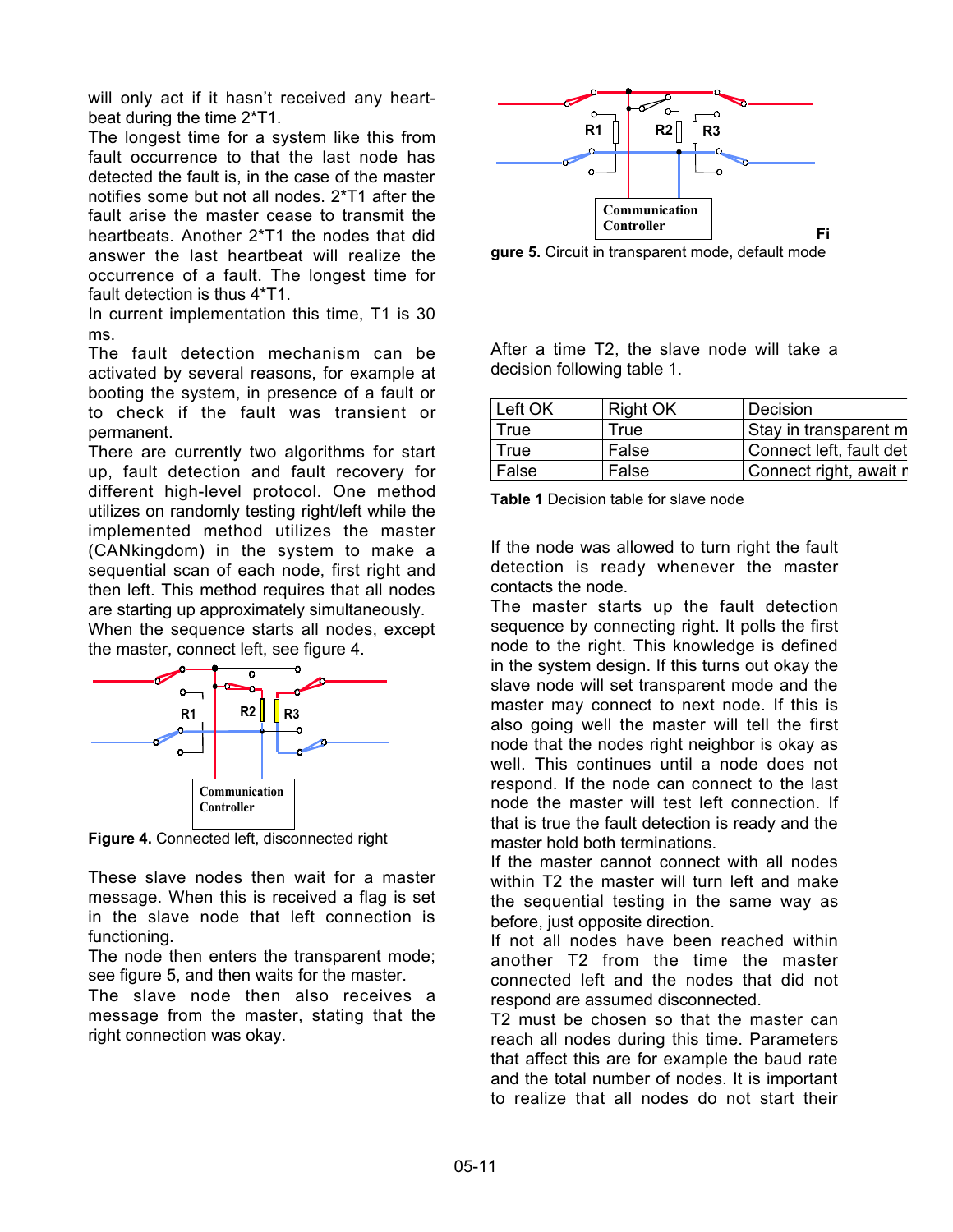will only act if it hasn't received any heart-beat during the time 2*T1.
The longest time for a system like this from fault occurrence to that the last node has detected the fault is, in the case of the master notifies some but not all nodes. 2*T1 after the fault arise the master cease to transmit the heartbeats. Another 2*T1 the nodes that did answer the last heartbeat will realize the occurrence of a fault. The longest time for fault detection is thus 4*T1.
In current implementation this time, T1 is 30 ms.
The fault detection mechanism can be activated by several reasons, for example at booting the system, in presence of a fault or to check if the fault was transient or permanent.
There are currently two algorithms for start up, fault detection and fault recovery for different high-level protocol. One method utilizes on randomly testing right/left while the implemented method utilizes the master (CANkingdom) in the system to make a sequential scan of each node, first right and then left. This method requires that all nodes are starting up approximately simultaneously.
When the sequence starts all nodes, except the master, connect left, see figure 4.

**Figure 4.** Connected left, disconnected right

These slave nodes then wait for a master message. When this is received a flag is set in the slave node that left connection is functioning.
The node then enters the transparent mode; see figure 5, and then waits for the master.
The slave node then also receives a message from the master, stating that the right connection was okay.

**Figure 5.** Circuit in transparent mode, default mode

After a time T2, the slave node will take a decision following table 1.

| Left OK | Right OK | Decision |
|---|---|---|
| True | True | Stay in transparent m |
| True | False | Connect left, fault det |
| False | False | Connect right, await r |

**Table 1** Decision table for slave node

If the node was allowed to turn right the fault detection is ready whenever the master contacts the node.
The master starts up the fault detection sequence by connecting right. It polls the first node to the right. This knowledge is defined in the system design. If this turns out okay the slave node will set transparent mode and the master may connect to next node. If this is also going well the master will tell the first node that the nodes right neighbor is okay as well. This continues until a node does not respond. If the node can connect to the last node the master will test left connection. If that is true the fault detection is ready and the master hold both terminations.
If the master cannot connect with all nodes within T2 the master will turn left and make the sequential testing in the same way as before, just opposite direction.
If not all nodes have been reached within another T2 from the time the master connected left and the nodes that did not respond are assumed disconnected.
T2 must be chosen so that the master can reach all nodes during this time. Parameters that affect this are for example the baud rate and the total number of nodes. It is important to realize that all nodes do not start their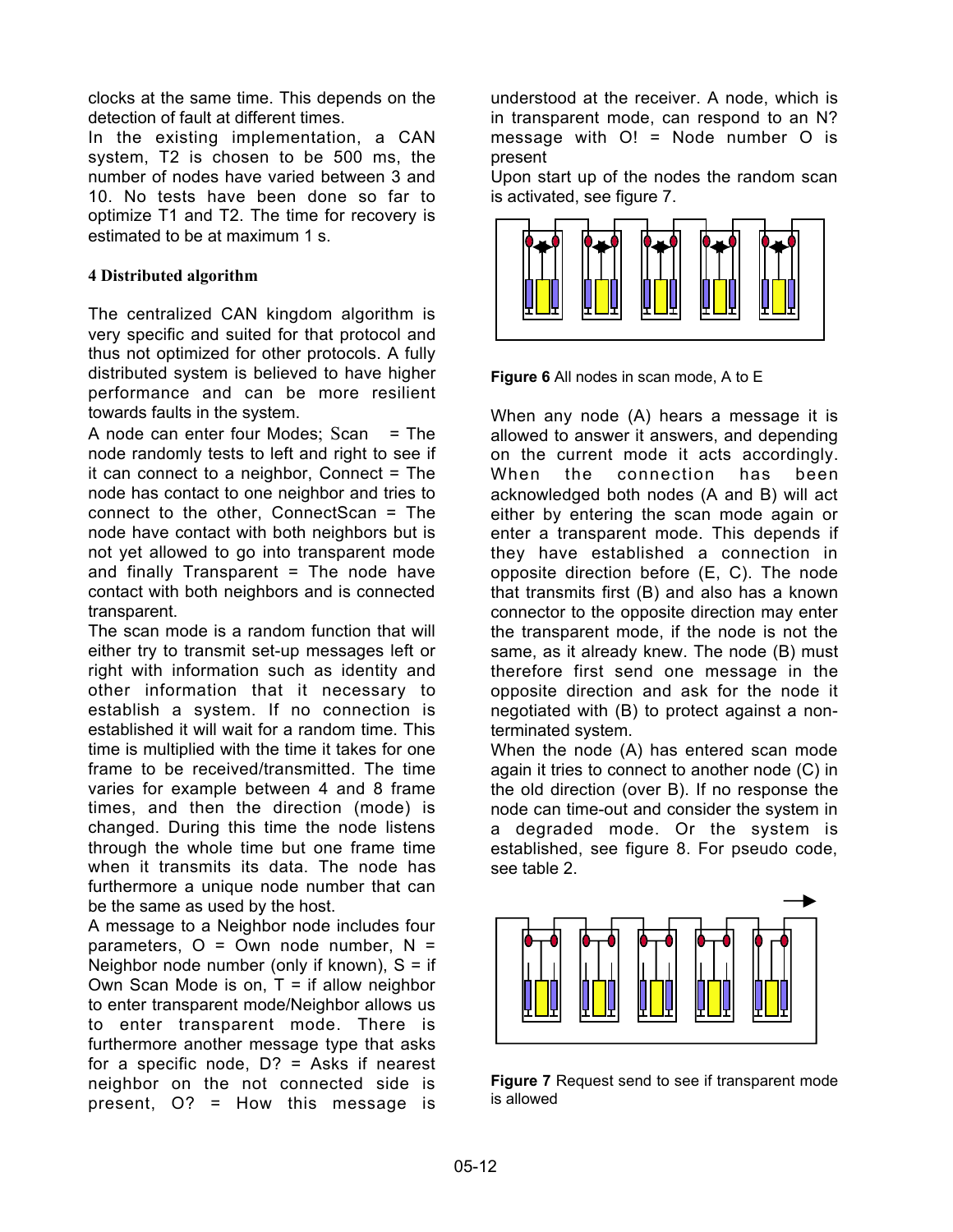clocks at the same time. This depends on the detection of fault at different times.

In the existing implementation, a CAN system, T2 is chosen to be 500 ms, the number of nodes have varied between 3 and 10. No tests have been done so far to optimize T1 and T2. The time for recovery is estimated to be at maximum 1 s.

## 4 Distributed algorithm

The centralized CAN kingdom algorithm is very specific and suited for that protocol and thus not optimized for other protocols. A fully distributed system is believed to have higher performance and can be more resilient towards faults in the system.

A node can enter four Modes; Scan = The node randomly tests to left and right to see if it can connect to a neighbor, Connect = The node has contact to one neighbor and tries to connect to the other, ConnectScan = The node have contact with both neighbors but is not yet allowed to go into transparent mode and finally Transparent = The node have contact with both neighbors and is connected transparent.

The scan mode is a random function that will either try to transmit set-up messages left or right with information such as identity and other information that it necessary to establish a system. If no connection is established it will wait for a random time. This time is multiplied with the time it takes for one frame to be received/transmitted. The time varies for example between 4 and 8 frame times, and then the direction (mode) is changed. During this time the node listens through the whole time but one frame time when it transmits its data. The node has furthermore a unique node number that can be the same as used by the host.

A message to a Neighbor node includes four parameters, O = Own node number, N = Neighbor node number (only if known), S = if Own Scan Mode is on, T = if allow neighbor to enter transparent mode/Neighbor allows us to enter transparent mode. There is furthermore another message type that asks for a specific node, D? = Asks if nearest neighbor on the not connected side is present, O? = How this message is understood at the receiver. A node, which is in transparent mode, can respond to an N? message with O! = Node number O is present

Upon start up of the nodes the random scan is activated, see figure 7.

**Figure 6** All nodes in scan mode, A to E

When any node (A) hears a message it is allowed to answer it answers, and depending on the current mode it acts accordingly. When the connection has been acknowledged both nodes (A and B) will act either by entering the scan mode again or enter a transparent mode. This depends if they have established a connection in opposite direction before (E, C). The node that transmits first (B) and also has a known connector to the opposite direction may enter the transparent mode, if the node is not the same, as it already knew. The node (B) must therefore first send one message in the opposite direction and ask for the node it negotiated with (B) to protect against a non-terminated system.

When the node (A) has entered scan mode again it tries to connect to another node (C) in the old direction (over B). If no response the node can time-out and consider the system in a degraded mode. Or the system is established, see figure 8. For pseudo code, see table 2.

**Figure 7** Request send to see if transparent mode is allowed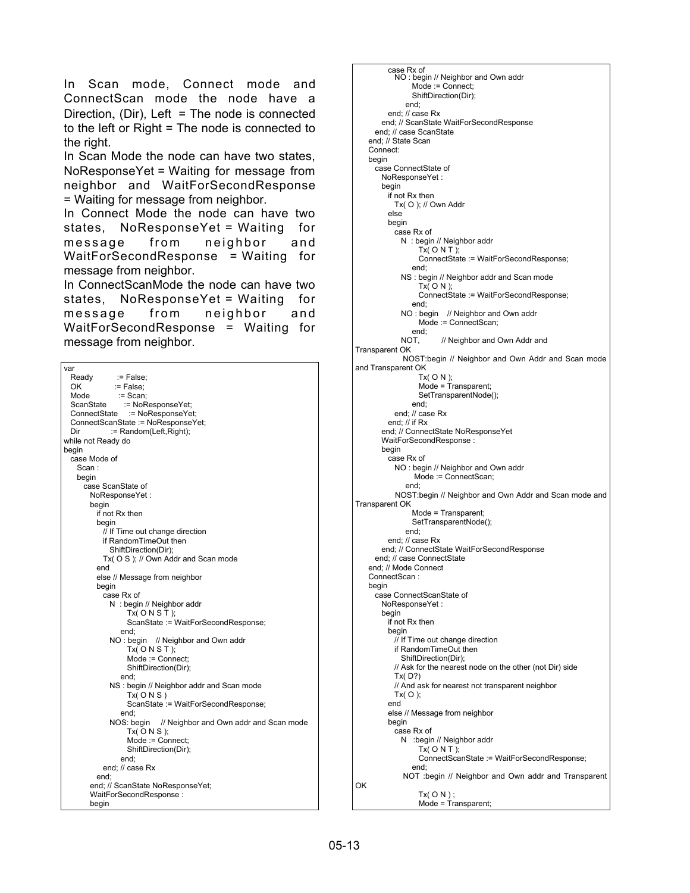In Scan mode, Connect mode and ConnectScan mode the node have a Direction, (Dir), Left = The node is connected to the left or Right = The node is connected to the right.

In Scan Mode the node can have two states, NoResponseYet = Waiting for message from neighbor and WaitForSecondResponse = Waiting for message from neighbor.

In Connect Mode the node can have two states, NoResponseYet = Waiting for message from neighbor and WaitForSecondResponse = Waiting for message from neighbor.

In ConnectScanMode the node can have two states, NoResponseYet = Waiting for message from neighbor and WaitForSecondResponse = Waiting for message from neighbor.

```
var
  Ready           := False;
  OK              := False;
  Mode            := Scan;
  ScanState       := NoResponseYet;
  ConnectState    := NoResponseYet;
  ConnectScanState := NoResponseYet;
  Dir             := Random(Left,Right);
while not Ready do
begin
  case Mode of
    Scan :
    begin
      case ScanState of
        NoResponseYet :
        begin
          if not Rx then
          begin
            // If Time out change direction
            if RandomTimeOut then
              ShiftDirection(Dir);
            Tx( O S ); // Own Addr and Scan mode
          end
          else // Message from neighbor
          begin
            case Rx of
              N  : begin // Neighbor addr
                     Tx( O N S T );
                     ScanState := WaitForSecondResponse;
                   end;
              NO : begin    // Neighbor and Own addr
                     Tx( O N S T );
                     Mode := Connect;
                     ShiftDirection(Dir);
                   end;
              NS : begin // Neighbor addr and Scan mode
                     Tx( O N S )
                     ScanState := WaitForSecondResponse;
                   end;
              NOS: begin     // Neighbor and Own addr and Scan mode
                     Tx( O N S );
                     Mode := Connect;
                     ShiftDirection(Dir);
                   end;
            end; // case Rx
          end;
        end; // ScanState NoResponseYet;
        WaitForSecondResponse :
        begin
          case Rx of
            NO : begin // Neighbor and Own addr
                   Mode := Connect;
                   ShiftDirection(Dir);
                 end;
          end; // case Rx
        end; // ScanState WaitForSecondResponse
      end; // case ScanState
    end; // State Scan
    Connect:
    begin
      case ConnectState of
        NoResponseYet :
        begin
          if not Rx then
            Tx( O ); // Own Addr
          else
          begin
            case Rx of
              N  : begin // Neighbor addr
                     Tx( O N T );
                     ConnectState := WaitForSecondResponse;
                   end;
              NS : begin // Neighbor addr and Scan mode
                     Tx( O N );
                     ConnectState := WaitForSecondResponse;
                   end;
              NO : begin    // Neighbor and Own addr
                     Mode := ConnectScan;
                   end;
              NOT,          // Neighbor and Own Addr and Transparent OK
              NOST:begin // Neighbor and Own Addr and Scan mode and Transparent OK
                     Tx( O N );
                     Mode = Transparent;
                     SetTransparentNode();
                   end;
            end; // case Rx
          end; // if Rx
        end; // ConnectState NoResponseYet
        WaitForSecondResponse :
        begin
          case Rx of
            NO : begin // Neighbor and Own addr
                   Mode := ConnectScan;
                 end;
            NOST:begin // Neighbor and Own Addr and Scan mode and Transparent OK
                   Mode = Transparent;
                   SetTransparentNode();
                 end;
          end; // case Rx
        end; // ConnectState WaitForSecondResponse
      end; // case ConnectState
    end; // Mode Connect
    ConnectScan :
    begin
      case ConnectScanState of
        NoResponseYet :
        begin
          if not Rx then
          begin
            // If Time out change direction
            if RandomTimeOut then
              ShiftDirection(Dir);
            // Ask for the nearest node on the other (not Dir) side
            Tx( D?)
            // And ask for nearest not transparent neighbor
            Tx( O );
          end
          else // Message from neighbor
          begin
            case Rx of
              N  :begin // Neighbor addr
                    Tx( O N T );
                    ConnectScanState := WaitForSecondResponse;
                  end;
              NOT :begin // Neighbor and Own addr and Transparent OK
                    Tx( O N ) ;
                    Mode = Transparent;
```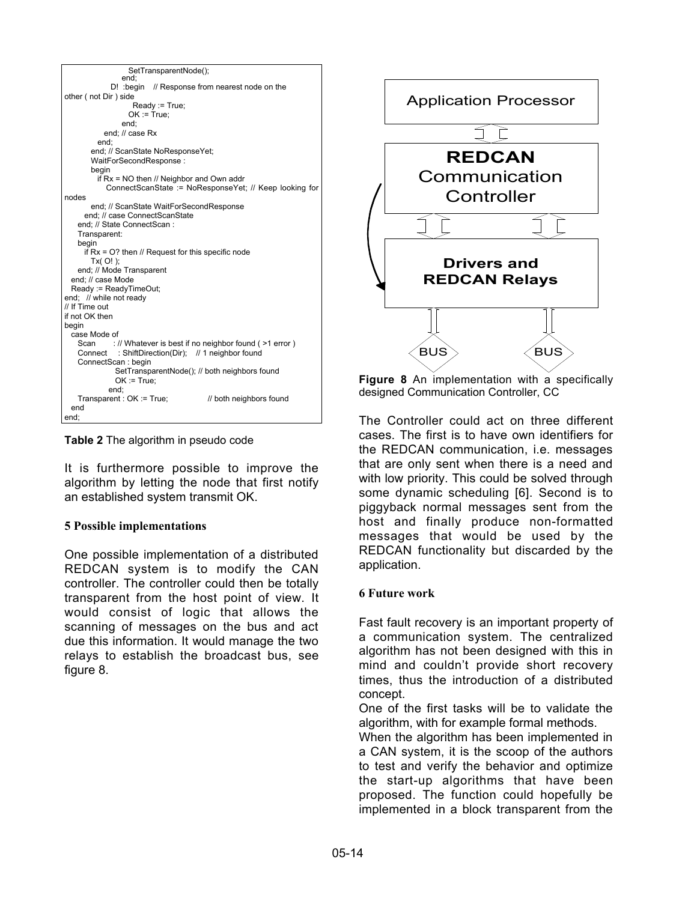```
                    SetTransparentNode();
                  end;
               D!  :begin    // Response from nearest node on the
other ( not Dir ) side
                     Ready := True;
                    OK := True;
                  end;
             end; // case Rx
           end;
        end; // ScanState NoResponseYet;
        WaitForSecondResponse :
        begin
          if Rx = NO then // Neighbor and Own addr
             ConnectScanState  := NoResponseYet; // Keep looking for
nodes
        end; // ScanState WaitForSecondResponse
      end; // case ConnectScanState
    end; // State ConnectScan :
    Transparent:
    begin
      if Rx = O? then // Request for this specific node
        Tx( O! );
    end; // Mode Transparent
  end; // case Mode
  Ready := ReadyTimeOut;
end;   // while not ready
// If Time out
if not OK then
begin
  case Mode of
    Scan      : // Whatever is best if no neighbor found ( >1 error )
    Connect    : ShiftDirection(Dir);    // 1 neighbor found
    ConnectScan : begin
                  SetTransparentNode(); // both neighbors found
                  OK := True;
                end;
    Transparent : OK := True;                // both neighbors found
  end
end;
```

**Table 2** The algorithm in pseudo code

It is furthermore possible to improve the algorithm by letting the node that first notify an established system transmit OK.

## 5 Possible implementations

One possible implementation of a distributed REDCAN system is to modify the CAN controller. The controller could then be totally transparent from the host point of view. It would consist of logic that allows the scanning of messages on the bus and act due this information. It would manage the two relays to establish the broadcast bus, see figure 8.

**Figure 8** An implementation with a specifically designed Communication Controller, CC

The Controller could act on three different cases. The first is to have own identifiers for the REDCAN communication, i.e. messages that are only sent when there is a need and with low priority. This could be solved through some dynamic scheduling [6]. Second is to piggyback normal messages sent from the host and finally produce non-formatted messages that would be used by the REDCAN functionality but discarded by the application.

## 6 Future work

Fast fault recovery is an important property of a communication system. The centralized algorithm has not been designed with this in mind and couldn't provide short recovery times, thus the introduction of a distributed concept.

One of the first tasks will be to validate the algorithm, with for example formal methods.

When the algorithm has been implemented in a CAN system, it is the scoop of the authors to test and verify the behavior and optimize the start-up algorithms that have been proposed. The function could hopefully be implemented in a block transparent from the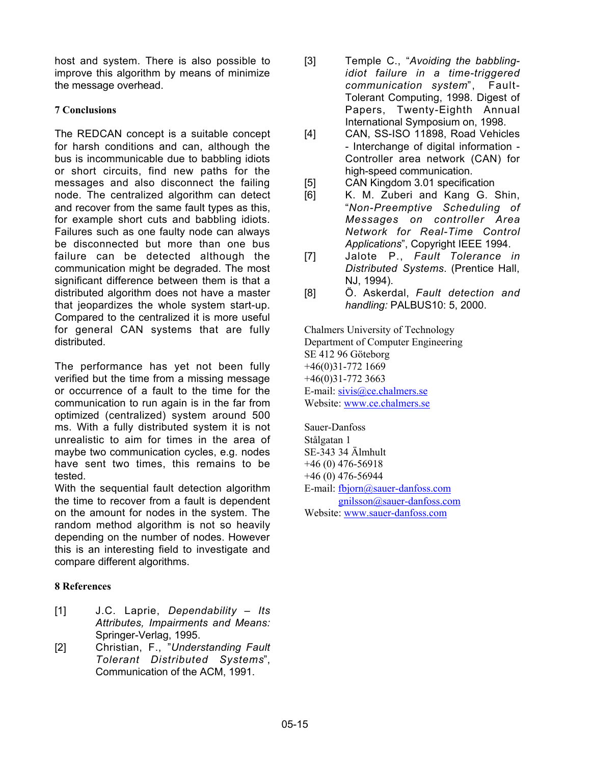host and system. There is also possible to improve this algorithm by means of minimize the message overhead.

## 7 Conclusions

The REDCAN concept is a suitable concept for harsh conditions and can, although the bus is incommunicable due to babbling idiots or short circuits, find new paths for the messages and also disconnect the failing node. The centralized algorithm can detect and recover from the same fault types as this, for example short cuts and babbling idiots. Failures such as one faulty node can always be disconnected but more than one bus failure can be detected although the communication might be degraded. The most significant difference between them is that a distributed algorithm does not have a master that jeopardizes the whole system start-up. Compared to the centralized it is more useful for general CAN systems that are fully distributed.

The performance has yet not been fully verified but the time from a missing message or occurrence of a fault to the time for the communication to run again is in the far from optimized (centralized) system around 500 ms. With a fully distributed system it is not unrealistic to aim for times in the area of maybe two communication cycles, e.g. nodes have sent two times, this remains to be tested.

With the sequential fault detection algorithm the time to recover from a fault is dependent on the amount for nodes in the system. The random method algorithm is not so heavily depending on the number of nodes. However this is an interesting field to investigate and compare different algorithms.

## 8 References

[1] J.C. Laprie, *Dependability – Its Attributes, Impairments and Means:* Springer-Verlag, 1995.

[2] Christian, F., "*Understanding Fault Tolerant Distributed Systems*", Communication of the ACM, 1991.

[3] Temple C., "*Avoiding the babbling-idiot failure in a time-triggered communication system*", Fault-Tolerant Computing, 1998. Digest of Papers, Twenty-Eighth Annual International Symposium on, 1998.

[4] CAN, SS-ISO 11898, Road Vehicles - Interchange of digital information - Controller area network (CAN) for high-speed communication.

[5] CAN Kingdom 3.01 specification

[6] K. M. Zuberi and Kang G. Shin, "*Non-Preemptive Scheduling of Messages on controller Area Network for Real-Time Control Applications*", Copyright IEEE 1994.

[7] Jalote P., *Fault Tolerance in Distributed Systems*. (Prentice Hall, NJ, 1994).

[8] Ö. Askerdal, *Fault detection and handling:* PALBUS10: 5, 2000.

Chalmers University of Technology
Department of Computer Engineering
SE 412 96 Göteborg
+46(0)31-772 1669
+46(0)31-772 3663
E-mail: sivis@ce.chalmers.se
Website: www.ce.chalmers.se

Sauer-Danfoss
Stålgatan 1
SE-343 34 Älmhult
+46 (0) 476-56918
+46 (0) 476-56944
E-mail: fbjorn@sauer-danfoss.com
gnilsson@sauer-danfoss.com
Website: www.sauer-danfoss.com